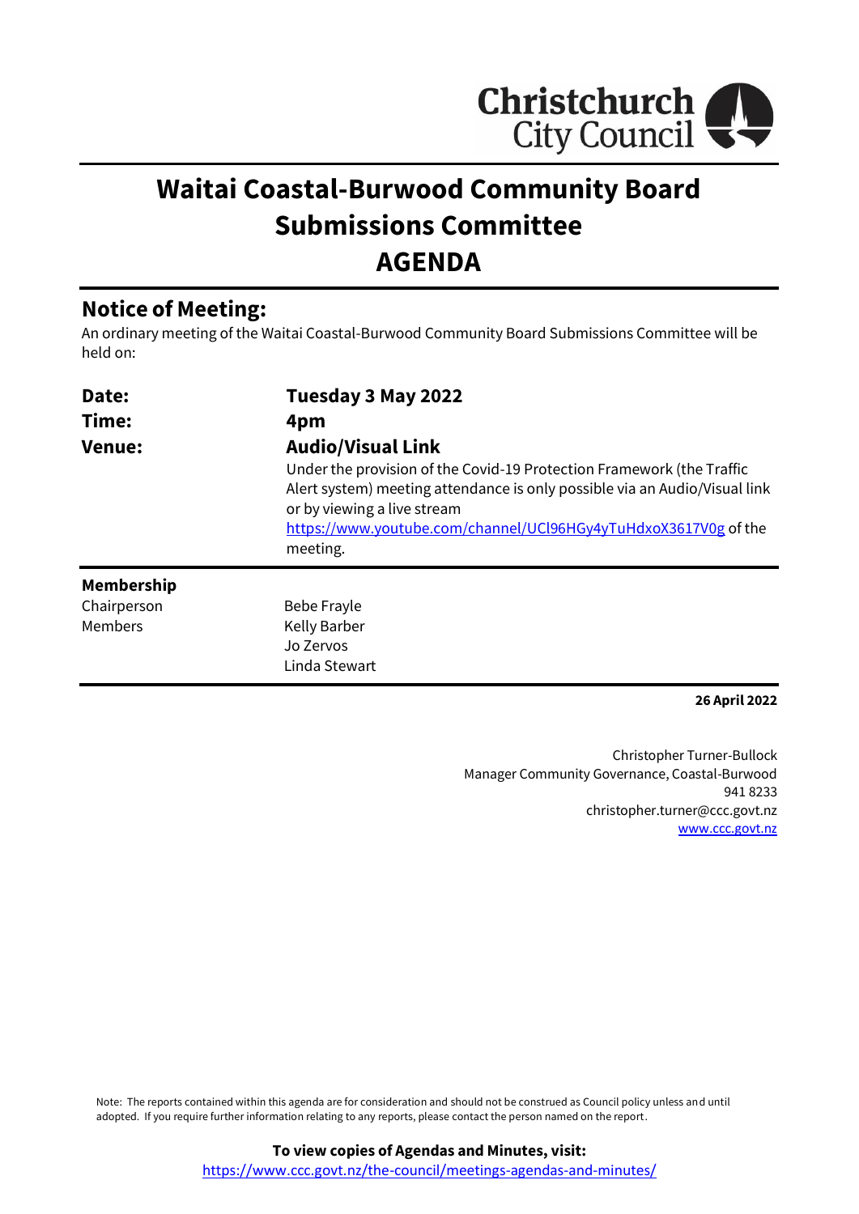Christchurch City Council

# Waitai Coastal-Burwood Community Board Submissions Committee AGENDA

## Notice of Meeting:

An ordinary meeting of the Waitai Coastal-Burwood Community Board Submissions Committee will be held on:

| | |
|---|---|
| **Date:** | **Tuesday 3 May 2022** |
| **Time:** | **4pm** |
| **Venue:** | **Audio/Visual Link**<br>Under the provision of the Covid-19 Protection Framework (the Traffic Alert system) meeting attendance is only possible via an Audio/Visual link or by viewing a live stream [https://www.youtube.com/channel/UCl96HGy4yTuHdxoX3617V0g](https://www.youtube.com/channel/UCl96HGy4yTuHdxoX3617V0g) of the meeting. |

**Membership**

| | |
|---|---|
| Chairperson | Bebe Frayle |
| Members | Kelly Barber |
| | Jo Zervos |
| | Linda Stewart |

**26 April 2022**

Christopher Turner-Bullock
Manager Community Governance, Coastal-Burwood
941 8233
christopher.turner@ccc.govt.nz
[www.ccc.govt.nz](www.ccc.govt.nz)

Note: The reports contained within this agenda are for consideration and should not be construed as Council policy unless and until adopted. If you require further information relating to any reports, please contact the person named on the report.

**To view copies of Agendas and Minutes, visit:**
[https://www.ccc.govt.nz/the-council/meetings-agendas-and-minutes/](https://www.ccc.govt.nz/the-council/meetings-agendas-and-minutes/)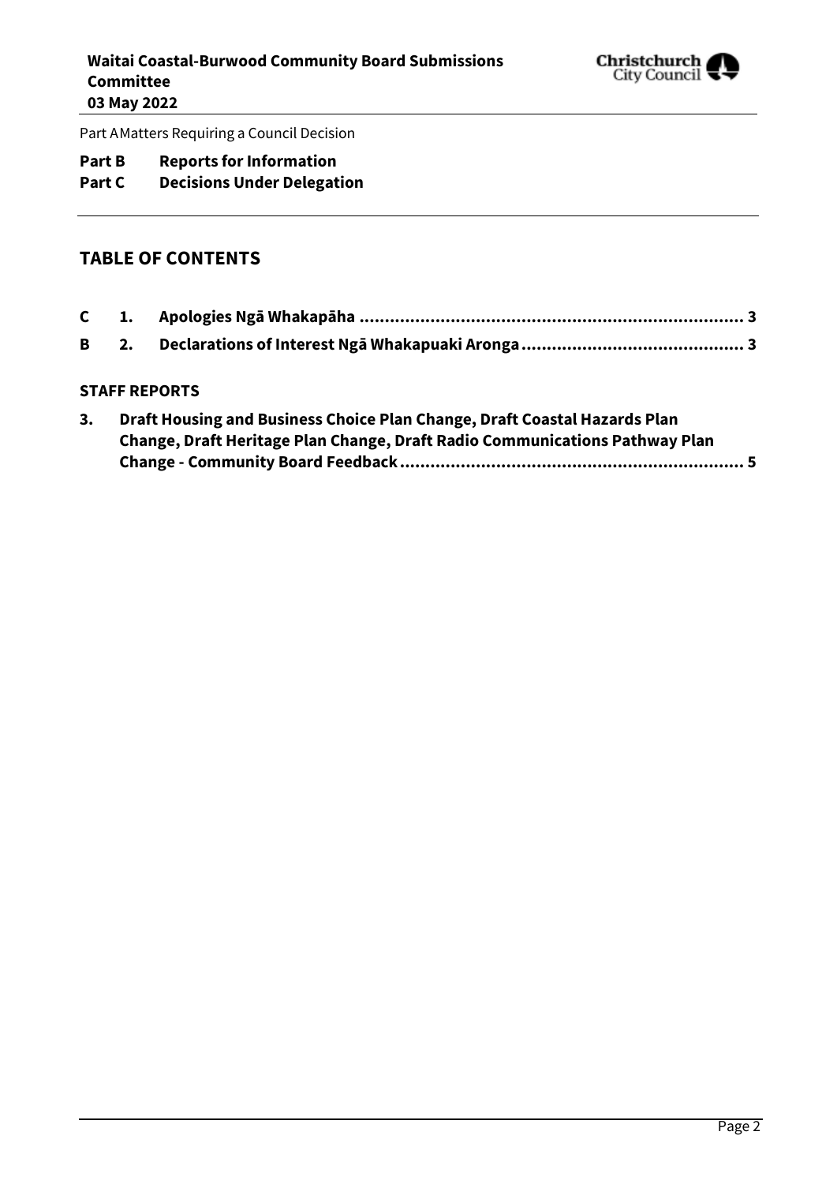Part A Matters Requiring a Council Decision

**Part B Reports for Information**

**Part C Decisions Under Delegation**

## TABLE OF CONTENTS

| | | | |
|---|---|---|---|
| **C** | **1.** | **Apologies Ngā Whakapāha** | **3** |
| **B** | **2.** | **Declarations of Interest Ngā Whakapuaki Aronga** | **3** |

**STAFF REPORTS**

**3. Draft Housing and Business Choice Plan Change, Draft Coastal Hazards Plan Change, Draft Heritage Plan Change, Draft Radio Communications Pathway Plan Change - Community Board Feedback .......... 5**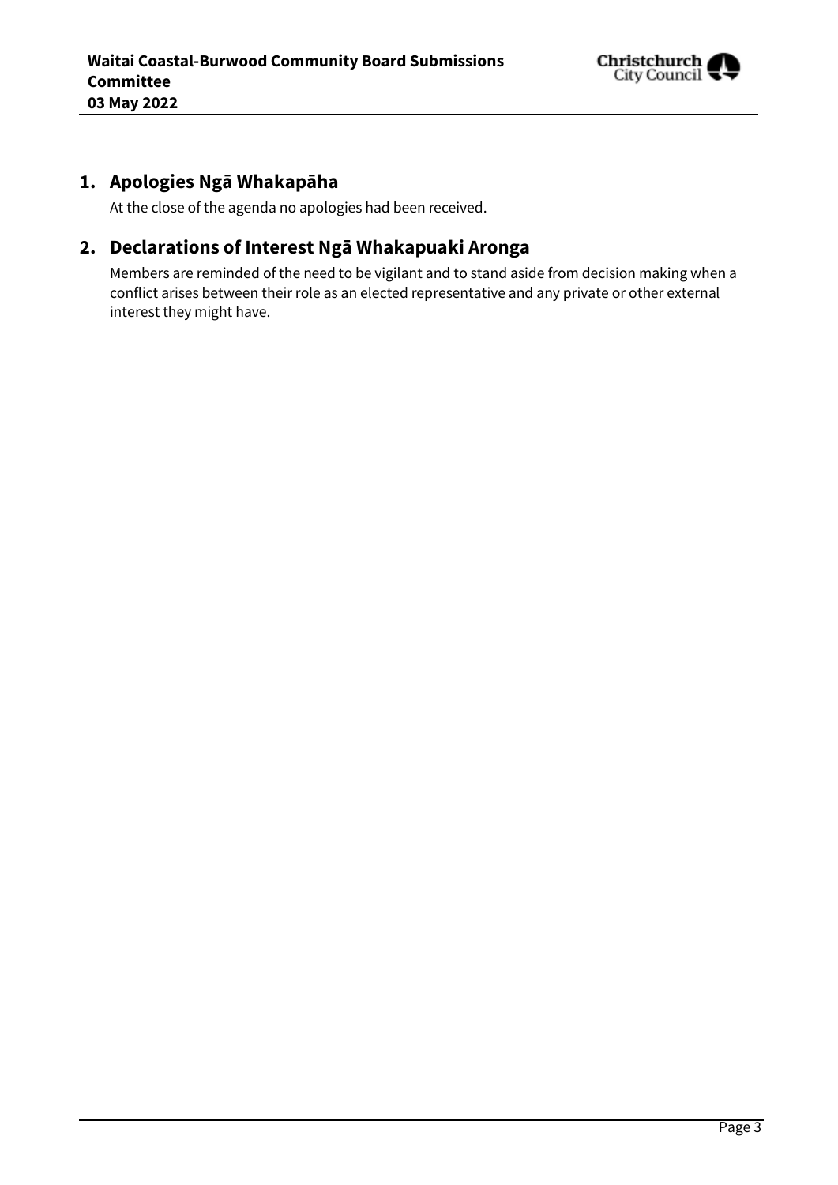## 1. Apologies Ngā Whakapāha

At the close of the agenda no apologies had been received.

## 2. Declarations of Interest Ngā Whakapuaki Aronga

Members are reminded of the need to be vigilant and to stand aside from decision making when a conflict arises between their role as an elected representative and any private or other external interest they might have.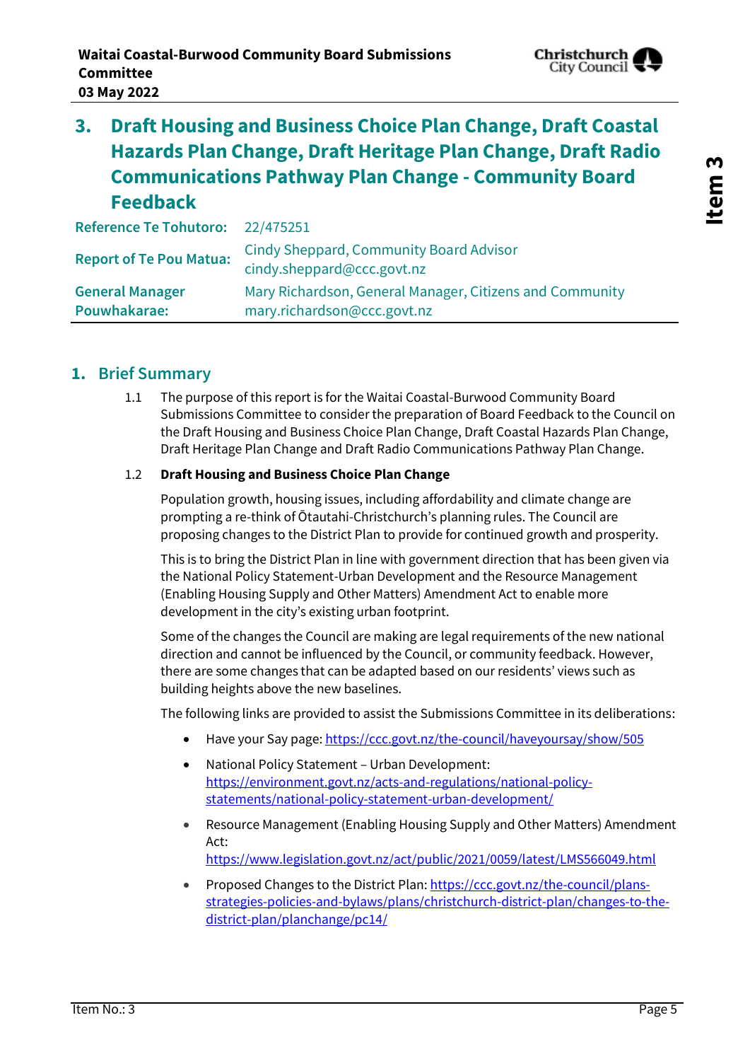# 3. Draft Housing and Business Choice Plan Change, Draft Coastal Hazards Plan Change, Draft Heritage Plan Change, Draft Radio Communications Pathway Plan Change - Community Board Feedback

| | |
|---|---|
| **Reference Te Tohutoro:** | 22/475251 |
| **Report of Te Pou Matua:** | Cindy Sheppard, Community Board Advisor cindy.sheppard@ccc.govt.nz |
| **General Manager Pouwhakarae:** | Mary Richardson, General Manager, Citizens and Community mary.richardson@ccc.govt.nz |

## 1. Brief Summary

1.1 The purpose of this report is for the Waitai Coastal-Burwood Community Board Submissions Committee to consider the preparation of Board Feedback to the Council on the Draft Housing and Business Choice Plan Change, Draft Coastal Hazards Plan Change, Draft Heritage Plan Change and Draft Radio Communications Pathway Plan Change.

1.2 **Draft Housing and Business Choice Plan Change**

Population growth, housing issues, including affordability and climate change are prompting a re-think of Ōtautahi-Christchurch's planning rules. The Council are proposing changes to the District Plan to provide for continued growth and prosperity.

This is to bring the District Plan in line with government direction that has been given via the National Policy Statement-Urban Development and the Resource Management (Enabling Housing Supply and Other Matters) Amendment Act to enable more development in the city's existing urban footprint.

Some of the changes the Council are making are legal requirements of the new national direction and cannot be influenced by the Council, or community feedback. However, there are some changes that can be adapted based on our residents' views such as building heights above the new baselines.

The following links are provided to assist the Submissions Committee in its deliberations:

- Have your Say page: https://ccc.govt.nz/the-council/haveyoursay/show/505
- National Policy Statement – Urban Development: https://environment.govt.nz/acts-and-regulations/national-policy-statements/national-policy-statement-urban-development/
- Resource Management (Enabling Housing Supply and Other Matters) Amendment Act: https://www.legislation.govt.nz/act/public/2021/0059/latest/LMS566049.html
- Proposed Changes to the District Plan: https://ccc.govt.nz/the-council/plans-strategies-policies-and-bylaws/plans/christchurch-district-plan/changes-to-the-district-plan/planchange/pc14/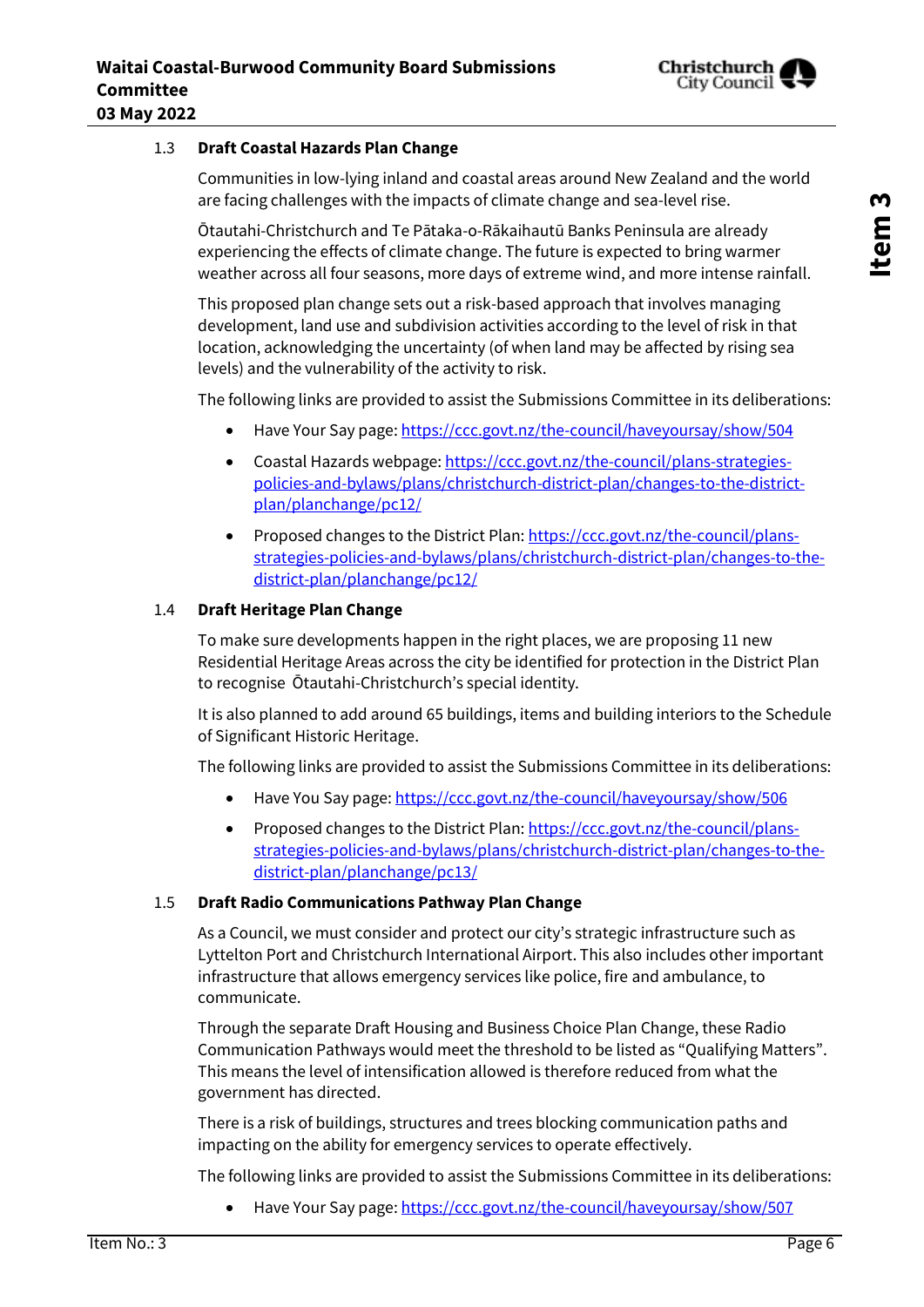### 1.3 Draft Coastal Hazards Plan Change

Communities in low-lying inland and coastal areas around New Zealand and the world are facing challenges with the impacts of climate change and sea-level rise.

Ōtautahi-Christchurch and Te Pātaka-o-Rākaihautū Banks Peninsula are already experiencing the effects of climate change. The future is expected to bring warmer weather across all four seasons, more days of extreme wind, and more intense rainfall.

This proposed plan change sets out a risk-based approach that involves managing development, land use and subdivision activities according to the level of risk in that location, acknowledging the uncertainty (of when land may be affected by rising sea levels) and the vulnerability of the activity to risk.

The following links are provided to assist the Submissions Committee in its deliberations:

- Have Your Say page: https://ccc.govt.nz/the-council/haveyoursay/show/504
- Coastal Hazards webpage: https://ccc.govt.nz/the-council/plans-strategies-policies-and-bylaws/plans/christchurch-district-plan/changes-to-the-district-plan/planchange/pc12/
- Proposed changes to the District Plan: https://ccc.govt.nz/the-council/plans-strategies-policies-and-bylaws/plans/christchurch-district-plan/changes-to-the-district-plan/planchange/pc12/

### 1.4 Draft Heritage Plan Change

To make sure developments happen in the right places, we are proposing 11 new Residential Heritage Areas across the city be identified for protection in the District Plan to recognise Ōtautahi-Christchurch's special identity.

It is also planned to add around 65 buildings, items and building interiors to the Schedule of Significant Historic Heritage.

The following links are provided to assist the Submissions Committee in its deliberations:

- Have You Say page: https://ccc.govt.nz/the-council/haveyoursay/show/506
- Proposed changes to the District Plan: https://ccc.govt.nz/the-council/plans-strategies-policies-and-bylaws/plans/christchurch-district-plan/changes-to-the-district-plan/planchange/pc13/

### 1.5 Draft Radio Communications Pathway Plan Change

As a Council, we must consider and protect our city's strategic infrastructure such as Lyttelton Port and Christchurch International Airport. This also includes other important infrastructure that allows emergency services like police, fire and ambulance, to communicate.

Through the separate Draft Housing and Business Choice Plan Change, these Radio Communication Pathways would meet the threshold to be listed as "Qualifying Matters". This means the level of intensification allowed is therefore reduced from what the government has directed.

There is a risk of buildings, structures and trees blocking communication paths and impacting on the ability for emergency services to operate effectively.

The following links are provided to assist the Submissions Committee in its deliberations:

- Have Your Say page: https://ccc.govt.nz/the-council/haveyoursay/show/507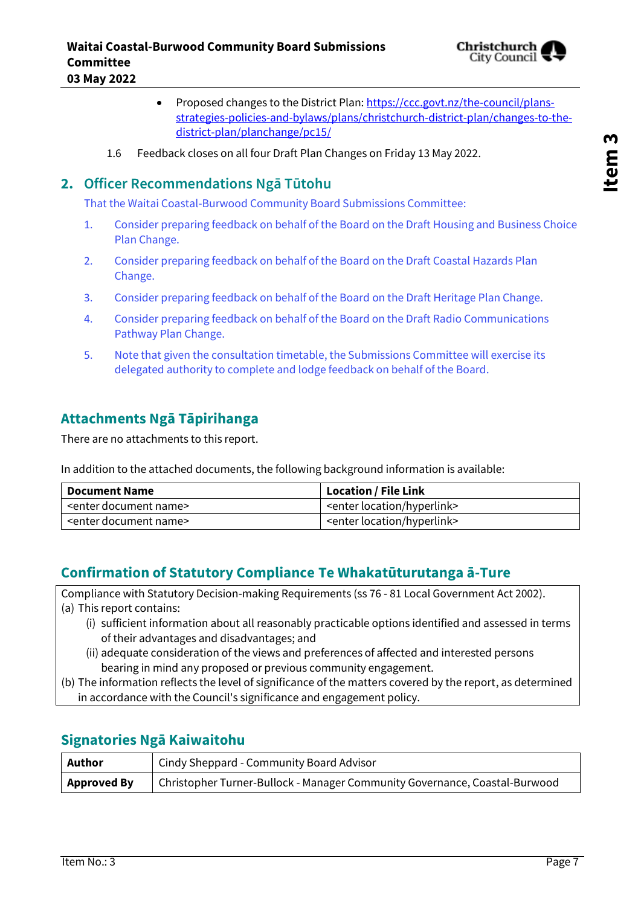- Proposed changes to the District Plan: https://ccc.govt.nz/the-council/plans-strategies-policies-and-bylaws/plans/christchurch-district-plan/changes-to-the-district-plan/planchange/pc15/

1.6 Feedback closes on all four Draft Plan Changes on Friday 13 May 2022.

## 2. Officer Recommendations Ngā Tūtohu

That the Waitai Coastal-Burwood Community Board Submissions Committee:

1. Consider preparing feedback on behalf of the Board on the Draft Housing and Business Choice Plan Change.
2. Consider preparing feedback on behalf of the Board on the Draft Coastal Hazards Plan Change.
3. Consider preparing feedback on behalf of the Board on the Draft Heritage Plan Change.
4. Consider preparing feedback on behalf of the Board on the Draft Radio Communications Pathway Plan Change.
5. Note that given the consultation timetable, the Submissions Committee will exercise its delegated authority to complete and lodge feedback on behalf of the Board.

## Attachments Ngā Tāpirihanga

There are no attachments to this report.

In addition to the attached documents, the following background information is available:

| Document Name | Location / File Link |
|---|---|
| <enter document name> | <enter location/hyperlink> |
| <enter document name> | <enter location/hyperlink> |

## Confirmation of Statutory Compliance Te Whakatūturutanga ā-Ture

Compliance with Statutory Decision-making Requirements (ss 76 - 81 Local Government Act 2002).

(a) This report contains:

(i) sufficient information about all reasonably practicable options identified and assessed in terms of their advantages and disadvantages; and

(ii) adequate consideration of the views and preferences of affected and interested persons bearing in mind any proposed or previous community engagement.

(b) The information reflects the level of significance of the matters covered by the report, as determined in accordance with the Council's significance and engagement policy.

## Signatories Ngā Kaiwaitohu

| | |
|---|---|
| **Author** | Cindy Sheppard - Community Board Advisor |
| **Approved By** | Christopher Turner-Bullock - Manager Community Governance, Coastal-Burwood |